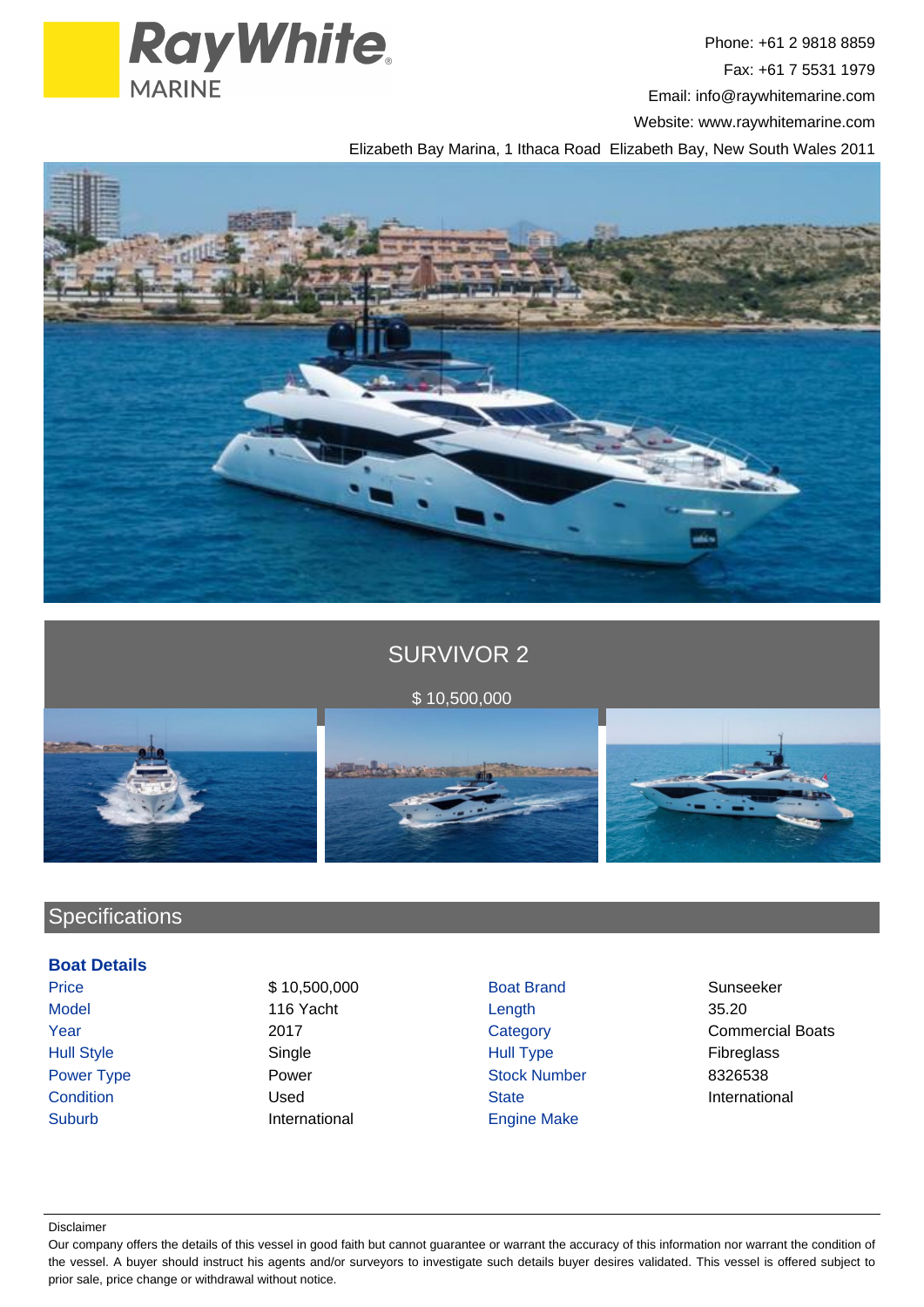Ray White MARINE

Phone: +61 2 9818 8859
Fax: +61 7 5531 1979
Email: info@raywhitemarine.com
Website: www.raywhitemarine.com
Elizabeth Bay Marina, 1 Ithaca Road Elizabeth Bay, New South Wales 2011

# SURVIVOR 2

$ 10,500,000

## Specifications

### Boat Details

| | | | |
|---|---|---|---|
| Price | $ 10,500,000 | Boat Brand | Sunseeker |
| Model | 116 Yacht | Length | 35.20 |
| Year | 2017 | Category | Commercial Boats |
| Hull Style | Single | Hull Type | Fibreglass |
| Power Type | Power | Stock Number | 8326538 |
| Condition | Used | State | International |
| Suburb | International | Engine Make | |

Disclaimer

Our company offers the details of this vessel in good faith but cannot guarantee or warrant the accuracy of this information nor warrant the condition of the vessel. A buyer should instruct his agents and/or surveyors to investigate such details buyer desires validated. This vessel is offered subject to prior sale, price change or withdrawal without notice.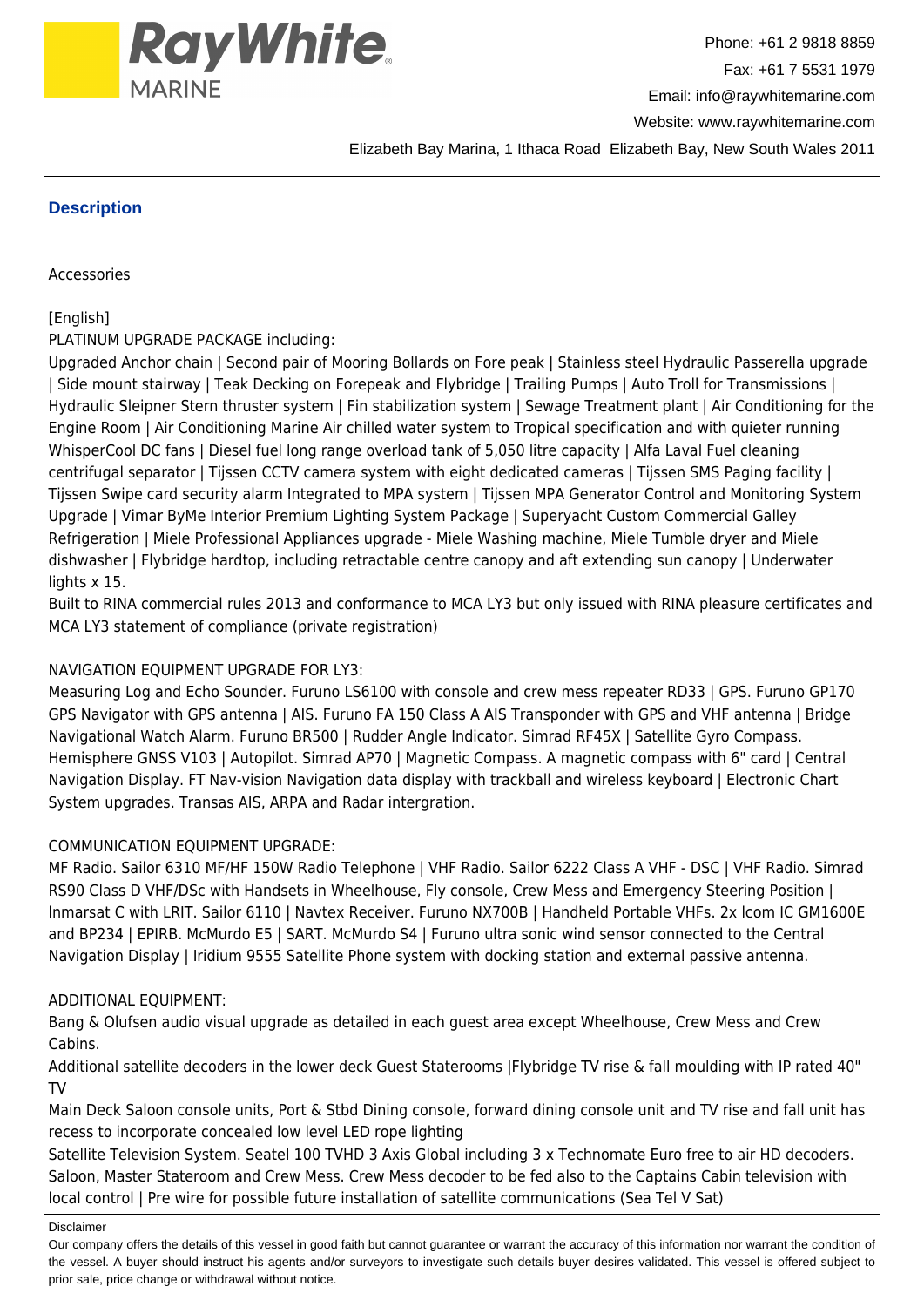## Description

Accessories

[English]
PLATINUM UPGRADE PACKAGE including:
Upgraded Anchor chain | Second pair of Mooring Bollards on Fore peak | Stainless steel Hydraulic Passerella upgrade | Side mount stairway | Teak Decking on Forepeak and Flybridge | Trailing Pumps | Auto Troll for Transmissions | Hydraulic Sleipner Stern thruster system | Fin stabilization system | Sewage Treatment plant | Air Conditioning for the Engine Room | Air Conditioning Marine Air chilled water system to Tropical specification and with quieter running WhisperCool DC fans | Diesel fuel long range overload tank of 5,050 litre capacity | Alfa Laval Fuel cleaning centrifugal separator | Tijssen CCTV camera system with eight dedicated cameras | Tijssen SMS Paging facility | Tijssen Swipe card security alarm Integrated to MPA system | Tijssen MPA Generator Control and Monitoring System Upgrade | Vimar ByMe Interior Premium Lighting System Package | Superyacht Custom Commercial Galley Refrigeration | Miele Professional Appliances upgrade - Miele Washing machine, Miele Tumble dryer and Miele dishwasher | Flybridge hardtop, including retractable centre canopy and aft extending sun canopy | Underwater lights x 15.
Built to RINA commercial rules 2013 and conformance to MCA LY3 but only issued with RINA pleasure certificates and MCA LY3 statement of compliance (private registration)

NAVIGATION EQUIPMENT UPGRADE FOR LY3:
Measuring Log and Echo Sounder. Furuno LS6100 with console and crew mess repeater RD33 | GPS. Furuno GP170 GPS Navigator with GPS antenna | AIS. Furuno FA 150 Class A AIS Transponder with GPS and VHF antenna | Bridge Navigational Watch Alarm. Furuno BR500 | Rudder Angle Indicator. Simrad RF45X | Satellite Gyro Compass. Hemisphere GNSS V103 | Autopilot. Simrad AP70 | Magnetic Compass. A magnetic compass with 6" card | Central Navigation Display. FT Nav-vision Navigation data display with trackball and wireless keyboard | Electronic Chart System upgrades. Transas AIS, ARPA and Radar intergration.

COMMUNICATION EQUIPMENT UPGRADE:
MF Radio. Sailor 6310 MF/HF 150W Radio Telephone | VHF Radio. Sailor 6222 Class A VHF - DSC | VHF Radio. Simrad RS90 Class D VHF/DSc with Handsets in Wheelhouse, Fly console, Crew Mess and Emergency Steering Position | Inmarsat C with LRIT. Sailor 6110 | Navtex Receiver. Furuno NX700B | Handheld Portable VHFs. 2x Icom IC GM1600E and BP234 | EPIRB. McMurdo E5 | SART. McMurdo S4 | Furuno ultra sonic wind sensor connected to the Central Navigation Display | Iridium 9555 Satellite Phone system with docking station and external passive antenna.

ADDITIONAL EQUIPMENT:
Bang & Olufsen audio visual upgrade as detailed in each guest area except Wheelhouse, Crew Mess and Crew Cabins.
Additional satellite decoders in the lower deck Guest Staterooms |Flybridge TV rise & fall moulding with IP rated 40" TV
Main Deck Saloon console units, Port & Stbd Dining console, forward dining console unit and TV rise and fall unit has recess to incorporate concealed low level LED rope lighting
Satellite Television System. Seatel 100 TVHD 3 Axis Global including 3 x Technomate Euro free to air HD decoders. Saloon, Master Stateroom and Crew Mess. Crew Mess decoder to be fed also to the Captains Cabin television with local control | Pre wire for possible future installation of satellite communications (Sea Tel V Sat)

Disclaimer

Our company offers the details of this vessel in good faith but cannot guarantee or warrant the accuracy of this information nor warrant the condition of the vessel. A buyer should instruct his agents and/or surveyors to investigate such details buyer desires validated. This vessel is offered subject to prior sale, price change or withdrawal without notice.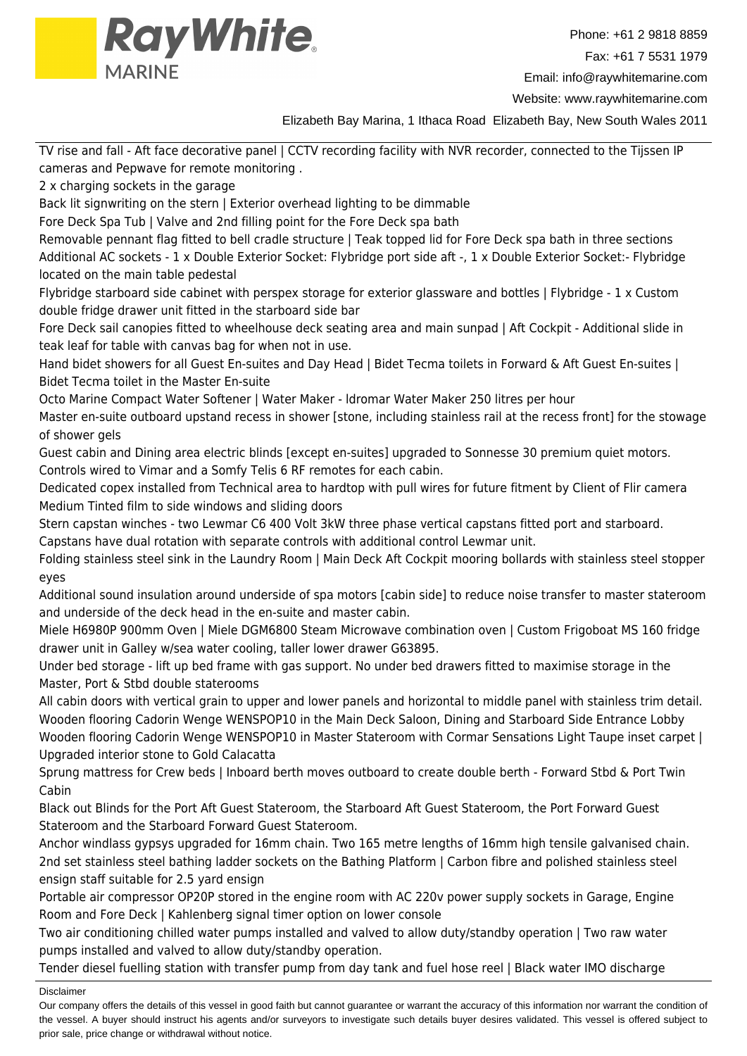TV rise and fall - Aft face decorative panel | CCTV recording facility with NVR recorder, connected to the Tijssen IP cameras and Pepwave for remote monitoring .

2 x charging sockets in the garage

Back lit signwriting on the stern | Exterior overhead lighting to be dimmable

Fore Deck Spa Tub | Valve and 2nd filling point for the Fore Deck spa bath

Removable pennant flag fitted to bell cradle structure | Teak topped lid for Fore Deck spa bath in three sections

Additional AC sockets - 1 x Double Exterior Socket: Flybridge port side aft -, 1 x Double Exterior Socket:- Flybridge located on the main table pedestal

Flybridge starboard side cabinet with perspex storage for exterior glassware and bottles | Flybridge - 1 x Custom double fridge drawer unit fitted in the starboard side bar

Fore Deck sail canopies fitted to wheelhouse deck seating area and main sunpad | Aft Cockpit - Additional slide in teak leaf for table with canvas bag for when not in use.

Hand bidet showers for all Guest En-suites and Day Head | Bidet Tecma toilets in Forward & Aft Guest En-suites | Bidet Tecma toilet in the Master En-suite

Octo Marine Compact Water Softener | Water Maker - Idromar Water Maker 250 litres per hour

Master en-suite outboard upstand recess in shower [stone, including stainless rail at the recess front] for the stowage of shower gels

Guest cabin and Dining area electric blinds [except en-suites] upgraded to Sonnesse 30 premium quiet motors. Controls wired to Vimar and a Somfy Telis 6 RF remotes for each cabin.

Dedicated copex installed from Technical area to hardtop with pull wires for future fitment by Client of Flir camera

Medium Tinted film to side windows and sliding doors

Stern capstan winches - two Lewmar C6 400 Volt 3kW three phase vertical capstans fitted port and starboard. Capstans have dual rotation with separate controls with additional control Lewmar unit.

Folding stainless steel sink in the Laundry Room | Main Deck Aft Cockpit mooring bollards with stainless steel stopper eyes

Additional sound insulation around underside of spa motors [cabin side] to reduce noise transfer to master stateroom and underside of the deck head in the en-suite and master cabin.

Miele H6980P 900mm Oven | Miele DGM6800 Steam Microwave combination oven | Custom Frigoboat MS 160 fridge drawer unit in Galley w/sea water cooling, taller lower drawer G63895.

Under bed storage - lift up bed frame with gas support. No under bed drawers fitted to maximise storage in the Master, Port & Stbd double staterooms

All cabin doors with vertical grain to upper and lower panels and horizontal to middle panel with stainless trim detail.

Wooden flooring Cadorin Wenge WENSPOP10 in the Main Deck Saloon, Dining and Starboard Side Entrance Lobby

Wooden flooring Cadorin Wenge WENSPOP10 in Master Stateroom with Cormar Sensations Light Taupe inset carpet | Upgraded interior stone to Gold Calacatta

Sprung mattress for Crew beds | Inboard berth moves outboard to create double berth - Forward Stbd & Port Twin Cabin

Black out Blinds for the Port Aft Guest Stateroom, the Starboard Aft Guest Stateroom, the Port Forward Guest Stateroom and the Starboard Forward Guest Stateroom.

Anchor windlass gypsys upgraded for 16mm chain. Two 165 metre lengths of 16mm high tensile galvanised chain.

2nd set stainless steel bathing ladder sockets on the Bathing Platform | Carbon fibre and polished stainless steel ensign staff suitable for 2.5 yard ensign

Portable air compressor OP20P stored in the engine room with AC 220v power supply sockets in Garage, Engine Room and Fore Deck | Kahlenberg signal timer option on lower console

Two air conditioning chilled water pumps installed and valved to allow duty/standby operation | Two raw water pumps installed and valved to allow duty/standby operation.

Tender diesel fuelling station with transfer pump from day tank and fuel hose reel | Black water IMO discharge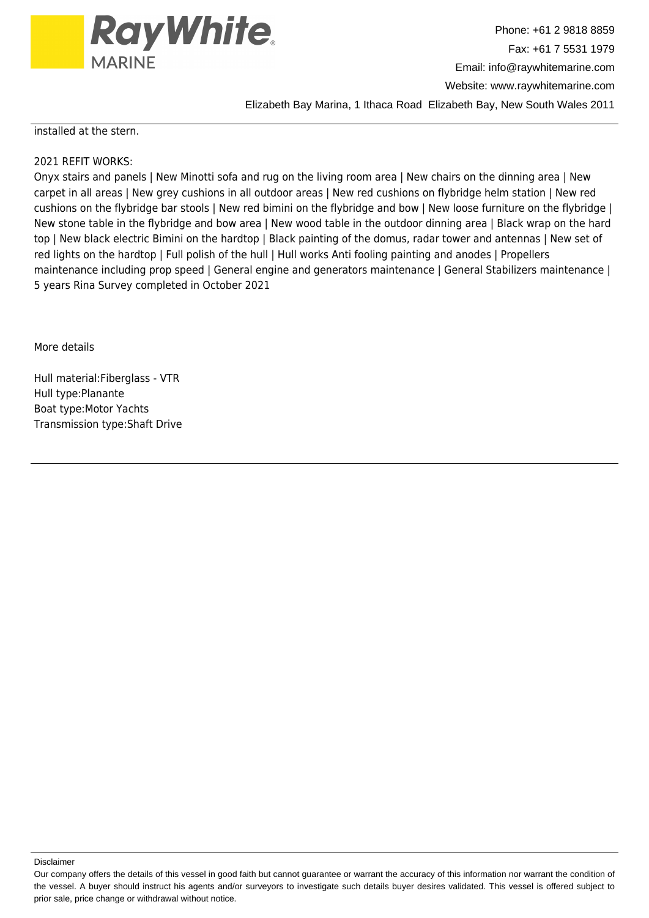installed at the stern.

2021 REFIT WORKS:

Onyx stairs and panels | New Minotti sofa and rug on the living room area | New chairs on the dinning area | New carpet in all areas | New grey cushions in all outdoor areas | New red cushions on flybridge helm station | New red cushions on the flybridge bar stools | New red bimini on the flybridge and bow | New loose furniture on the flybridge | New stone table in the flybridge and bow area | New wood table in the outdoor dinning area | Black wrap on the hard top | New black electric Bimini on the hardtop | Black painting of the domus, radar tower and antennas | New set of red lights on the hardtop | Full polish of the hull | Hull works Anti fooling painting and anodes | Propellers maintenance including prop speed | General engine and generators maintenance | General Stabilizers maintenance | 5 years Rina Survey completed in October 2021

More details

Hull material:Fiberglass - VTR
Hull type:Planante
Boat type:Motor Yachts
Transmission type:Shaft Drive

Disclaimer

Our company offers the details of this vessel in good faith but cannot guarantee or warrant the accuracy of this information nor warrant the condition of the vessel. A buyer should instruct his agents and/or surveyors to investigate such details buyer desires validated. This vessel is offered subject to prior sale, price change or withdrawal without notice.